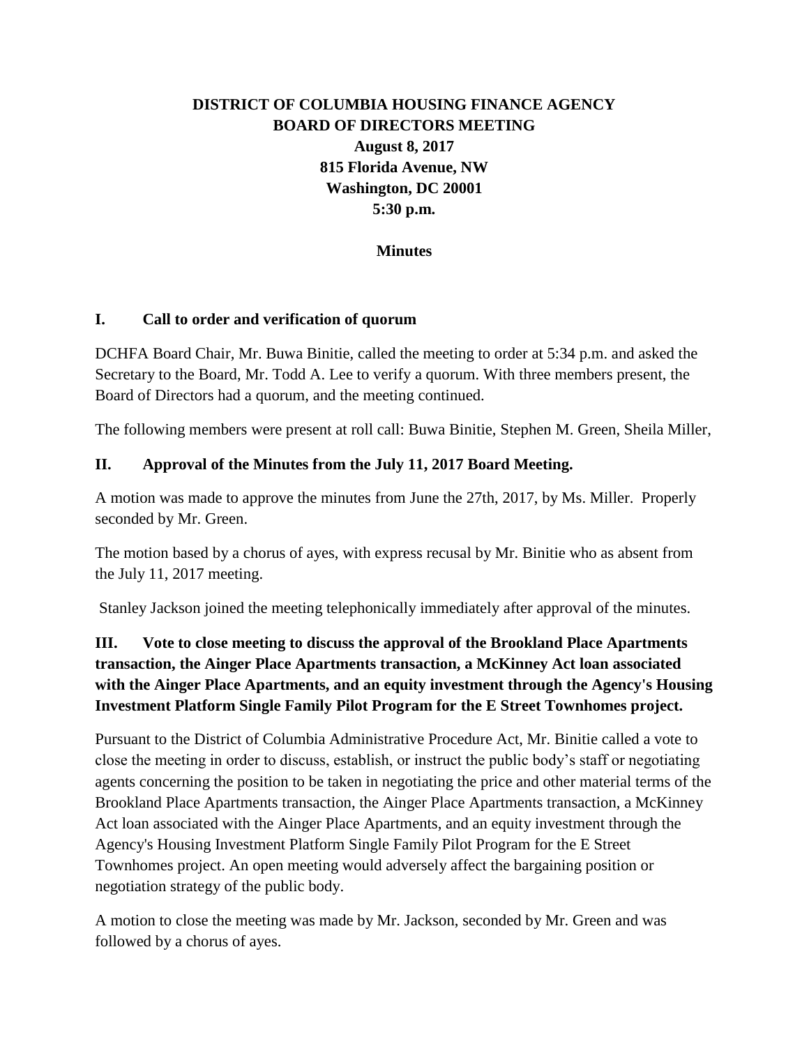**DISTRICT OF COLUMBIA HOUSING FINANCE AGENCY**
**BOARD OF DIRECTORS MEETING**
**August 8, 2017**
**815 Florida Avenue, NW**
**Washington, DC 20001**
**5:30 p.m.**

**Minutes**

## I. Call to order and verification of quorum

DCHFA Board Chair, Mr. Buwa Binitie, called the meeting to order at 5:34 p.m. and asked the Secretary to the Board, Mr. Todd A. Lee to verify a quorum. With three members present, the Board of Directors had a quorum, and the meeting continued.

The following members were present at roll call: Buwa Binitie, Stephen M. Green, Sheila Miller,

## II. Approval of the Minutes from the July 11, 2017 Board Meeting.

A motion was made to approve the minutes from June the 27th, 2017, by Ms. Miller. Properly seconded by Mr. Green.

The motion based by a chorus of ayes, with express recusal by Mr. Binitie who as absent from the July 11, 2017 meeting.

Stanley Jackson joined the meeting telephonically immediately after approval of the minutes.

## III. Vote to close meeting to discuss the approval of the Brookland Place Apartments transaction, the Ainger Place Apartments transaction, a McKinney Act loan associated with the Ainger Place Apartments, and an equity investment through the Agency's Housing Investment Platform Single Family Pilot Program for the E Street Townhomes project.

Pursuant to the District of Columbia Administrative Procedure Act, Mr. Binitie called a vote to close the meeting in order to discuss, establish, or instruct the public body's staff or negotiating agents concerning the position to be taken in negotiating the price and other material terms of the Brookland Place Apartments transaction, the Ainger Place Apartments transaction, a McKinney Act loan associated with the Ainger Place Apartments, and an equity investment through the Agency's Housing Investment Platform Single Family Pilot Program for the E Street Townhomes project. An open meeting would adversely affect the bargaining position or negotiation strategy of the public body.

A motion to close the meeting was made by Mr. Jackson, seconded by Mr. Green and was followed by a chorus of ayes.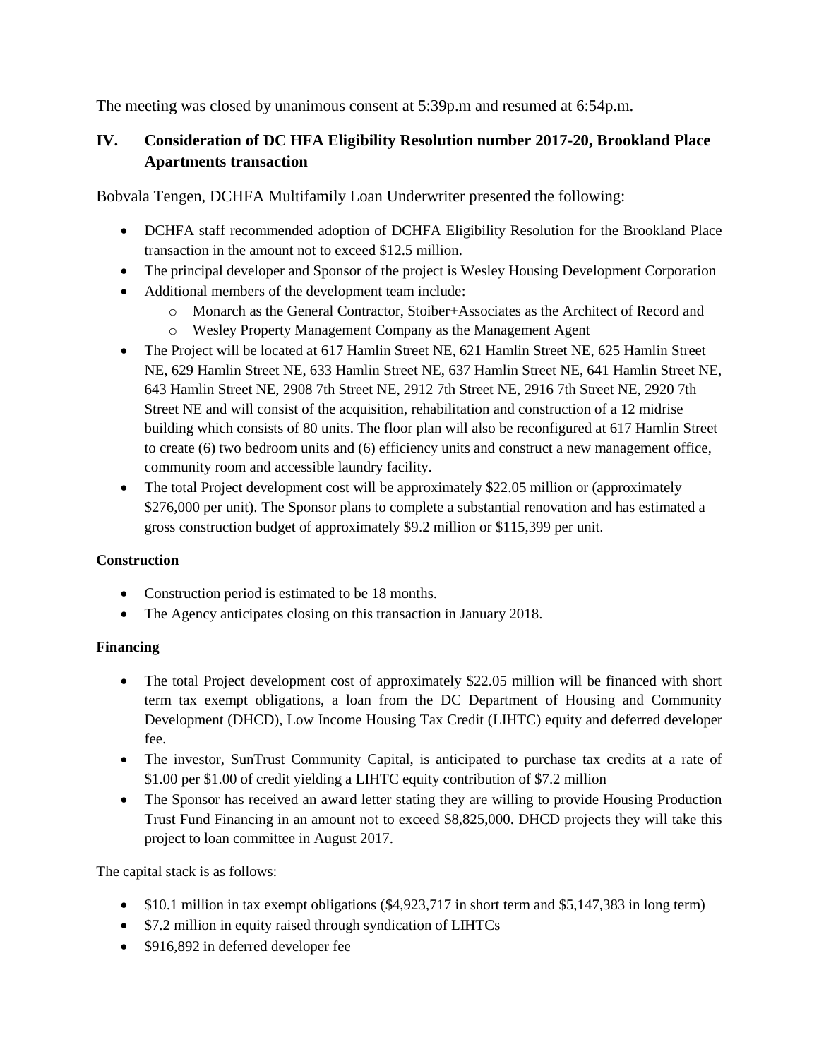The meeting was closed by unanimous consent at 5:39p.m and resumed at 6:54p.m.

## IV. Consideration of DC HFA Eligibility Resolution number 2017-20, Brookland Place Apartments transaction

Bobvala Tengen, DCHFA Multifamily Loan Underwriter presented the following:

- DCHFA staff recommended adoption of DCHFA Eligibility Resolution for the Brookland Place transaction in the amount not to exceed $12.5 million.
- The principal developer and Sponsor of the project is Wesley Housing Development Corporation
- Additional members of the development team include:
  - Monarch as the General Contractor, Stoiber+Associates as the Architect of Record and
  - Wesley Property Management Company as the Management Agent
- The Project will be located at 617 Hamlin Street NE, 621 Hamlin Street NE, 625 Hamlin Street NE, 629 Hamlin Street NE, 633 Hamlin Street NE, 637 Hamlin Street NE, 641 Hamlin Street NE, 643 Hamlin Street NE, 2908 7th Street NE, 2912 7th Street NE, 2916 7th Street NE, 2920 7th Street NE and will consist of the acquisition, rehabilitation and construction of a 12 midrise building which consists of 80 units. The floor plan will also be reconfigured at 617 Hamlin Street to create (6) two bedroom units and (6) efficiency units and construct a new management office, community room and accessible laundry facility.
- The total Project development cost will be approximately $22.05 million or (approximately $276,000 per unit). The Sponsor plans to complete a substantial renovation and has estimated a gross construction budget of approximately $9.2 million or $115,399 per unit.

**Construction**

- Construction period is estimated to be 18 months.
- The Agency anticipates closing on this transaction in January 2018.

**Financing**

- The total Project development cost of approximately $22.05 million will be financed with short term tax exempt obligations, a loan from the DC Department of Housing and Community Development (DHCD), Low Income Housing Tax Credit (LIHTC) equity and deferred developer fee.
- The investor, SunTrust Community Capital, is anticipated to purchase tax credits at a rate of $1.00 per $1.00 of credit yielding a LIHTC equity contribution of $7.2 million
- The Sponsor has received an award letter stating they are willing to provide Housing Production Trust Fund Financing in an amount not to exceed $8,825,000. DHCD projects they will take this project to loan committee in August 2017.

The capital stack is as follows:

- $10.1 million in tax exempt obligations ($4,923,717 in short term and $5,147,383 in long term)
- $7.2 million in equity raised through syndication of LIHTCs
- $916,892 in deferred developer fee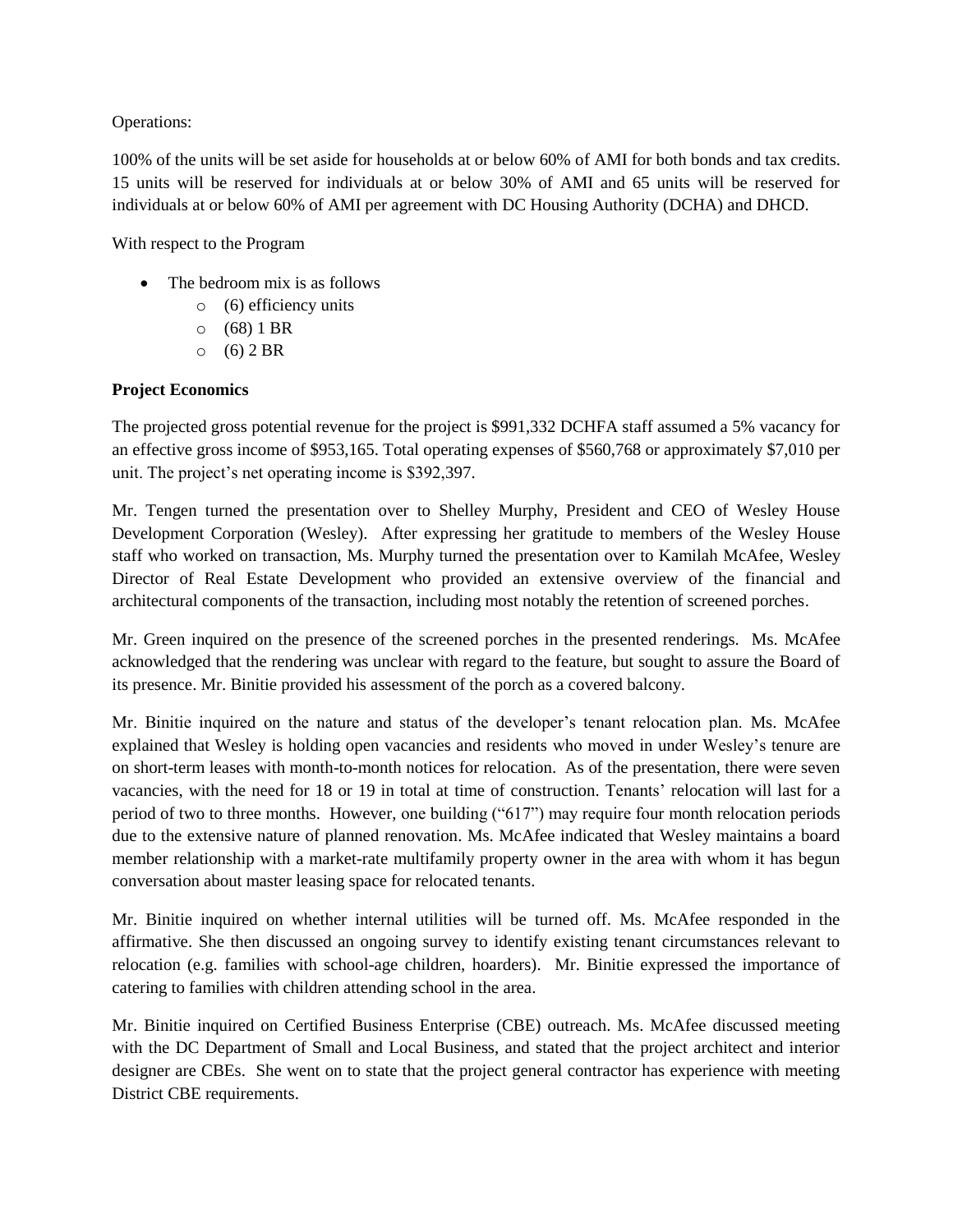Operations:

100% of the units will be set aside for households at or below 60% of AMI for both bonds and tax credits. 15 units will be reserved for individuals at or below 30% of AMI and 65 units will be reserved for individuals at or below 60% of AMI per agreement with DC Housing Authority (DCHA) and DHCD.

With respect to the Program

- The bedroom mix is as follows
  - (6) efficiency units
  - (68) 1 BR
  - (6) 2 BR

**Project Economics**

The projected gross potential revenue for the project is $991,332 DCHFA staff assumed a 5% vacancy for an effective gross income of $953,165. Total operating expenses of $560,768 or approximately $7,010 per unit. The project's net operating income is $392,397.

Mr. Tengen turned the presentation over to Shelley Murphy, President and CEO of Wesley House Development Corporation (Wesley). After expressing her gratitude to members of the Wesley House staff who worked on transaction, Ms. Murphy turned the presentation over to Kamilah McAfee, Wesley Director of Real Estate Development who provided an extensive overview of the financial and architectural components of the transaction, including most notably the retention of screened porches.

Mr. Green inquired on the presence of the screened porches in the presented renderings. Ms. McAfee acknowledged that the rendering was unclear with regard to the feature, but sought to assure the Board of its presence. Mr. Binitie provided his assessment of the porch as a covered balcony.

Mr. Binitie inquired on the nature and status of the developer's tenant relocation plan. Ms. McAfee explained that Wesley is holding open vacancies and residents who moved in under Wesley's tenure are on short-term leases with month-to-month notices for relocation. As of the presentation, there were seven vacancies, with the need for 18 or 19 in total at time of construction. Tenants' relocation will last for a period of two to three months. However, one building ("617") may require four month relocation periods due to the extensive nature of planned renovation. Ms. McAfee indicated that Wesley maintains a board member relationship with a market-rate multifamily property owner in the area with whom it has begun conversation about master leasing space for relocated tenants.

Mr. Binitie inquired on whether internal utilities will be turned off. Ms. McAfee responded in the affirmative. She then discussed an ongoing survey to identify existing tenant circumstances relevant to relocation (e.g. families with school-age children, hoarders). Mr. Binitie expressed the importance of catering to families with children attending school in the area.

Mr. Binitie inquired on Certified Business Enterprise (CBE) outreach. Ms. McAfee discussed meeting with the DC Department of Small and Local Business, and stated that the project architect and interior designer are CBEs. She went on to state that the project general contractor has experience with meeting District CBE requirements.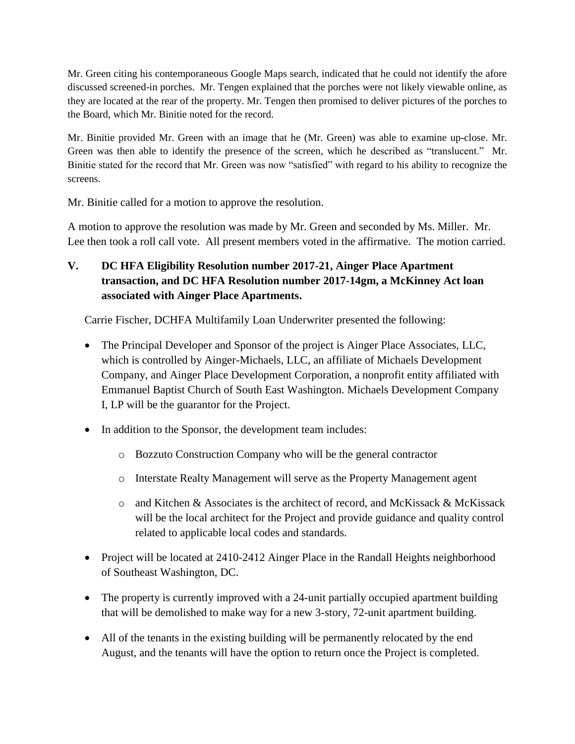Mr. Green citing his contemporaneous Google Maps search, indicated that he could not identify the afore discussed screened-in porches. Mr. Tengen explained that the porches were not likely viewable online, as they are located at the rear of the property. Mr. Tengen then promised to deliver pictures of the porches to the Board, which Mr. Binitie noted for the record.

Mr. Binitie provided Mr. Green with an image that he (Mr. Green) was able to examine up-close. Mr. Green was then able to identify the presence of the screen, which he described as "translucent." Mr. Binitie stated for the record that Mr. Green was now "satisfied" with regard to his ability to recognize the screens.

Mr. Binitie called for a motion to approve the resolution.

A motion to approve the resolution was made by Mr. Green and seconded by Ms. Miller. Mr. Lee then took a roll call vote. All present members voted in the affirmative. The motion carried.

## V. DC HFA Eligibility Resolution number 2017-21, Ainger Place Apartment transaction, and DC HFA Resolution number 2017-14gm, a McKinney Act loan associated with Ainger Place Apartments.

Carrie Fischer, DCHFA Multifamily Loan Underwriter presented the following:

- The Principal Developer and Sponsor of the project is Ainger Place Associates, LLC, which is controlled by Ainger-Michaels, LLC, an affiliate of Michaels Development Company, and Ainger Place Development Corporation, a nonprofit entity affiliated with Emmanuel Baptist Church of South East Washington. Michaels Development Company I, LP will be the guarantor for the Project.
- In addition to the Sponsor, the development team includes:
  - Bozzuto Construction Company who will be the general contractor
  - Interstate Realty Management will serve as the Property Management agent
  - and Kitchen & Associates is the architect of record, and McKissack & McKissack will be the local architect for the Project and provide guidance and quality control related to applicable local codes and standards.
- Project will be located at 2410-2412 Ainger Place in the Randall Heights neighborhood of Southeast Washington, DC.
- The property is currently improved with a 24-unit partially occupied apartment building that will be demolished to make way for a new 3-story, 72-unit apartment building.
- All of the tenants in the existing building will be permanently relocated by the end August, and the tenants will have the option to return once the Project is completed.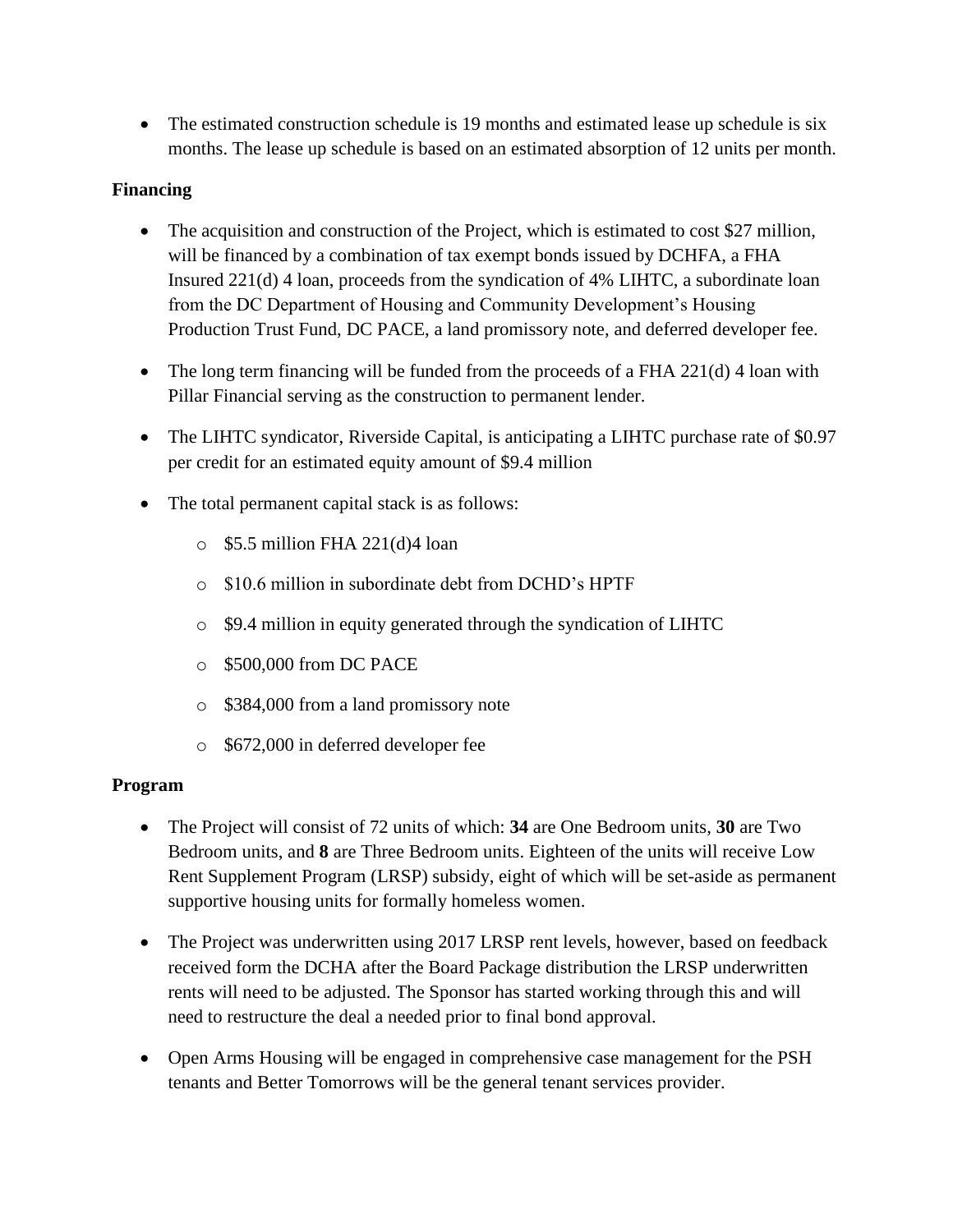- The estimated construction schedule is 19 months and estimated lease up schedule is six months. The lease up schedule is based on an estimated absorption of 12 units per month.

**Financing**

- The acquisition and construction of the Project, which is estimated to cost $27 million, will be financed by a combination of tax exempt bonds issued by DCHFA, a FHA Insured 221(d) 4 loan, proceeds from the syndication of 4% LIHTC, a subordinate loan from the DC Department of Housing and Community Development's Housing Production Trust Fund, DC PACE, a land promissory note, and deferred developer fee.

- The long term financing will be funded from the proceeds of a FHA 221(d) 4 loan with Pillar Financial serving as the construction to permanent lender.

- The LIHTC syndicator, Riverside Capital, is anticipating a LIHTC purchase rate of $0.97 per credit for an estimated equity amount of $9.4 million

- The total permanent capital stack is as follows:
  - $5.5 million FHA 221(d)4 loan
  - $10.6 million in subordinate debt from DCHD's HPTF
  - $9.4 million in equity generated through the syndication of LIHTC
  - $500,000 from DC PACE
  - $384,000 from a land promissory note
  - $672,000 in deferred developer fee

**Program**

- The Project will consist of 72 units of which: **34** are One Bedroom units, **30** are Two Bedroom units, and **8** are Three Bedroom units. Eighteen of the units will receive Low Rent Supplement Program (LRSP) subsidy, eight of which will be set-aside as permanent supportive housing units for formally homeless women.

- The Project was underwritten using 2017 LRSP rent levels, however, based on feedback received form the DCHA after the Board Package distribution the LRSP underwritten rents will need to be adjusted. The Sponsor has started working through this and will need to restructure the deal a needed prior to final bond approval.

- Open Arms Housing will be engaged in comprehensive case management for the PSH tenants and Better Tomorrows will be the general tenant services provider.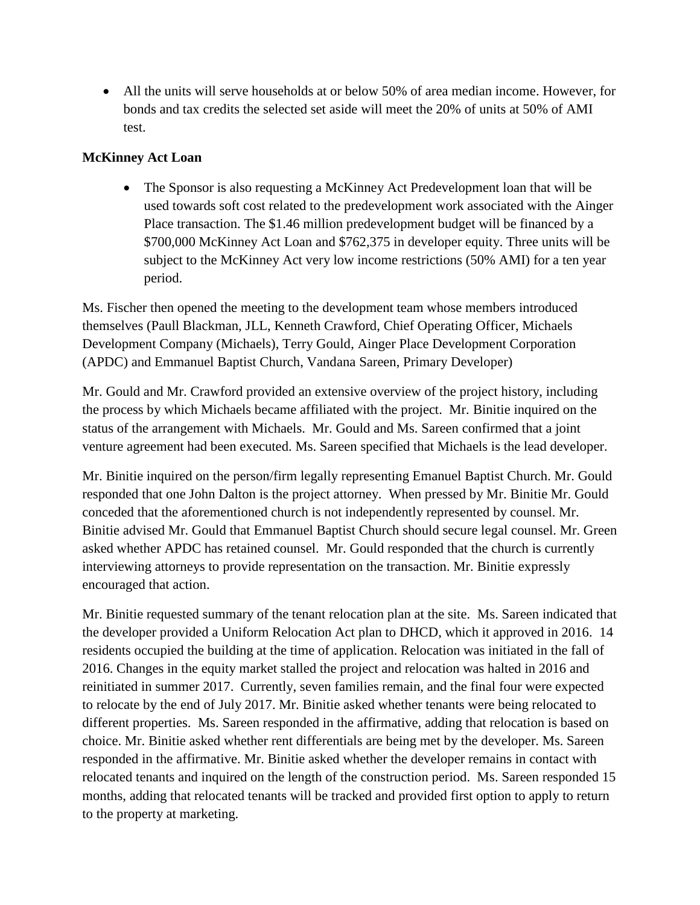- All the units will serve households at or below 50% of area median income. However, for bonds and tax credits the selected set aside will meet the 20% of units at 50% of AMI test.

**McKinney Act Loan**

- The Sponsor is also requesting a McKinney Act Predevelopment loan that will be used towards soft cost related to the predevelopment work associated with the Ainger Place transaction. The $1.46 million predevelopment budget will be financed by a $700,000 McKinney Act Loan and $762,375 in developer equity. Three units will be subject to the McKinney Act very low income restrictions (50% AMI) for a ten year period.

Ms. Fischer then opened the meeting to the development team whose members introduced themselves (Paull Blackman, JLL, Kenneth Crawford, Chief Operating Officer, Michaels Development Company (Michaels), Terry Gould, Ainger Place Development Corporation (APDC) and Emmanuel Baptist Church, Vandana Sareen, Primary Developer)

Mr. Gould and Mr. Crawford provided an extensive overview of the project history, including the process by which Michaels became affiliated with the project. Mr. Binitie inquired on the status of the arrangement with Michaels. Mr. Gould and Ms. Sareen confirmed that a joint venture agreement had been executed. Ms. Sareen specified that Michaels is the lead developer.

Mr. Binitie inquired on the person/firm legally representing Emanuel Baptist Church. Mr. Gould responded that one John Dalton is the project attorney. When pressed by Mr. Binitie Mr. Gould conceded that the aforementioned church is not independently represented by counsel. Mr. Binitie advised Mr. Gould that Emmanuel Baptist Church should secure legal counsel. Mr. Green asked whether APDC has retained counsel. Mr. Gould responded that the church is currently interviewing attorneys to provide representation on the transaction. Mr. Binitie expressly encouraged that action.

Mr. Binitie requested summary of the tenant relocation plan at the site. Ms. Sareen indicated that the developer provided a Uniform Relocation Act plan to DHCD, which it approved in 2016. 14 residents occupied the building at the time of application. Relocation was initiated in the fall of 2016. Changes in the equity market stalled the project and relocation was halted in 2016 and reinitiated in summer 2017. Currently, seven families remain, and the final four were expected to relocate by the end of July 2017. Mr. Binitie asked whether tenants were being relocated to different properties. Ms. Sareen responded in the affirmative, adding that relocation is based on choice. Mr. Binitie asked whether rent differentials are being met by the developer. Ms. Sareen responded in the affirmative. Mr. Binitie asked whether the developer remains in contact with relocated tenants and inquired on the length of the construction period. Ms. Sareen responded 15 months, adding that relocated tenants will be tracked and provided first option to apply to return to the property at marketing.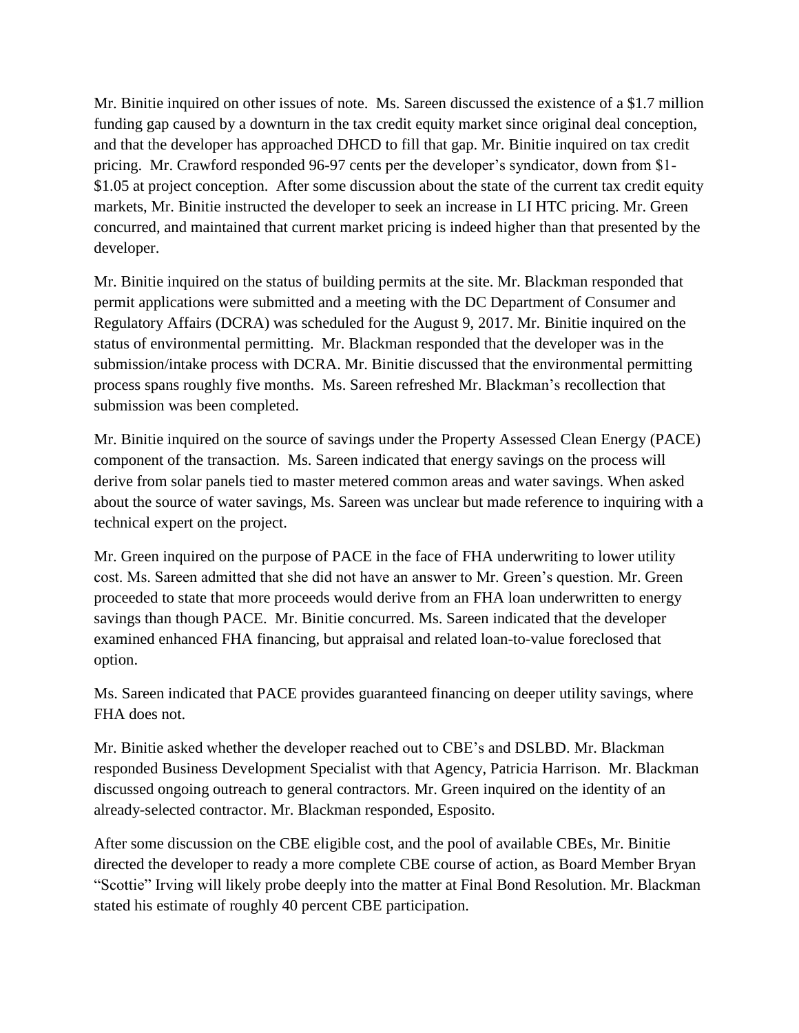Mr. Binitie inquired on other issues of note. Ms. Sareen discussed the existence of a $1.7 million funding gap caused by a downturn in the tax credit equity market since original deal conception, and that the developer has approached DHCD to fill that gap. Mr. Binitie inquired on tax credit pricing. Mr. Crawford responded 96-97 cents per the developer's syndicator, down from $1-$1.05 at project conception. After some discussion about the state of the current tax credit equity markets, Mr. Binitie instructed the developer to seek an increase in LI HTC pricing. Mr. Green concurred, and maintained that current market pricing is indeed higher than that presented by the developer.

Mr. Binitie inquired on the status of building permits at the site. Mr. Blackman responded that permit applications were submitted and a meeting with the DC Department of Consumer and Regulatory Affairs (DCRA) was scheduled for the August 9, 2017. Mr. Binitie inquired on the status of environmental permitting. Mr. Blackman responded that the developer was in the submission/intake process with DCRA. Mr. Binitie discussed that the environmental permitting process spans roughly five months. Ms. Sareen refreshed Mr. Blackman's recollection that submission was been completed.

Mr. Binitie inquired on the source of savings under the Property Assessed Clean Energy (PACE) component of the transaction. Ms. Sareen indicated that energy savings on the process will derive from solar panels tied to master metered common areas and water savings. When asked about the source of water savings, Ms. Sareen was unclear but made reference to inquiring with a technical expert on the project.

Mr. Green inquired on the purpose of PACE in the face of FHA underwriting to lower utility cost. Ms. Sareen admitted that she did not have an answer to Mr. Green's question. Mr. Green proceeded to state that more proceeds would derive from an FHA loan underwritten to energy savings than though PACE. Mr. Binitie concurred. Ms. Sareen indicated that the developer examined enhanced FHA financing, but appraisal and related loan-to-value foreclosed that option.

Ms. Sareen indicated that PACE provides guaranteed financing on deeper utility savings, where FHA does not.

Mr. Binitie asked whether the developer reached out to CBE's and DSLBD. Mr. Blackman responded Business Development Specialist with that Agency, Patricia Harrison. Mr. Blackman discussed ongoing outreach to general contractors. Mr. Green inquired on the identity of an already-selected contractor. Mr. Blackman responded, Esposito.

After some discussion on the CBE eligible cost, and the pool of available CBEs, Mr. Binitie directed the developer to ready a more complete CBE course of action, as Board Member Bryan "Scottie" Irving will likely probe deeply into the matter at Final Bond Resolution. Mr. Blackman stated his estimate of roughly 40 percent CBE participation.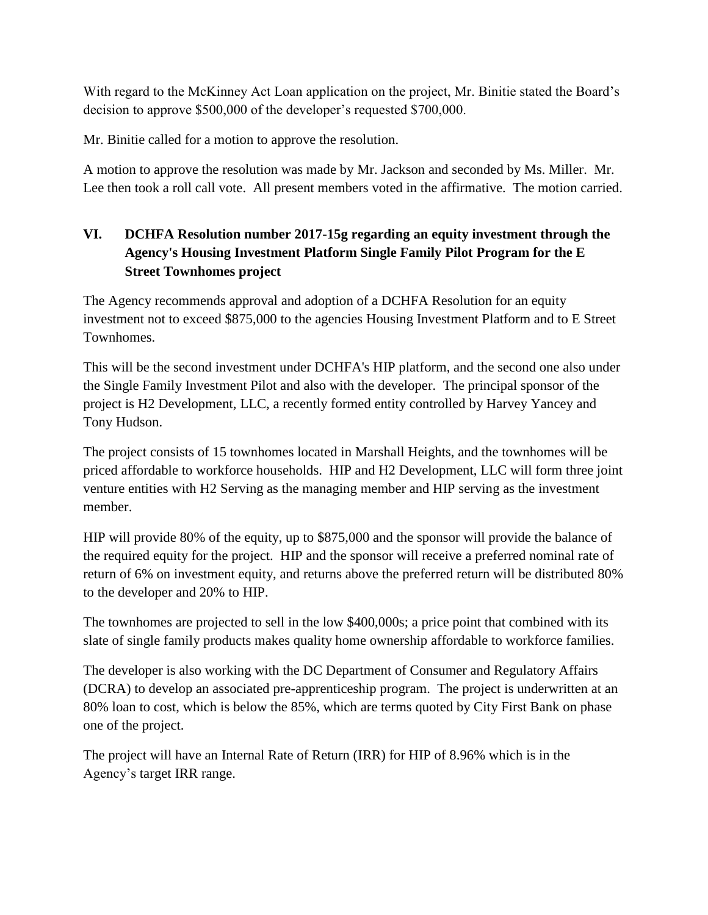With regard to the McKinney Act Loan application on the project, Mr. Binitie stated the Board's decision to approve $500,000 of the developer's requested $700,000.

Mr. Binitie called for a motion to approve the resolution.

A motion to approve the resolution was made by Mr. Jackson and seconded by Ms. Miller. Mr. Lee then took a roll call vote. All present members voted in the affirmative. The motion carried.

## VI. DCHFA Resolution number 2017-15g regarding an equity investment through the Agency's Housing Investment Platform Single Family Pilot Program for the E Street Townhomes project

The Agency recommends approval and adoption of a DCHFA Resolution for an equity investment not to exceed $875,000 to the agencies Housing Investment Platform and to E Street Townhomes.

This will be the second investment under DCHFA's HIP platform, and the second one also under the Single Family Investment Pilot and also with the developer. The principal sponsor of the project is H2 Development, LLC, a recently formed entity controlled by Harvey Yancey and Tony Hudson.

The project consists of 15 townhomes located in Marshall Heights, and the townhomes will be priced affordable to workforce households. HIP and H2 Development, LLC will form three joint venture entities with H2 Serving as the managing member and HIP serving as the investment member.

HIP will provide 80% of the equity, up to $875,000 and the sponsor will provide the balance of the required equity for the project. HIP and the sponsor will receive a preferred nominal rate of return of 6% on investment equity, and returns above the preferred return will be distributed 80% to the developer and 20% to HIP.

The townhomes are projected to sell in the low $400,000s; a price point that combined with its slate of single family products makes quality home ownership affordable to workforce families.

The developer is also working with the DC Department of Consumer and Regulatory Affairs (DCRA) to develop an associated pre-apprenticeship program. The project is underwritten at an 80% loan to cost, which is below the 85%, which are terms quoted by City First Bank on phase one of the project.

The project will have an Internal Rate of Return (IRR) for HIP of 8.96% which is in the Agency's target IRR range.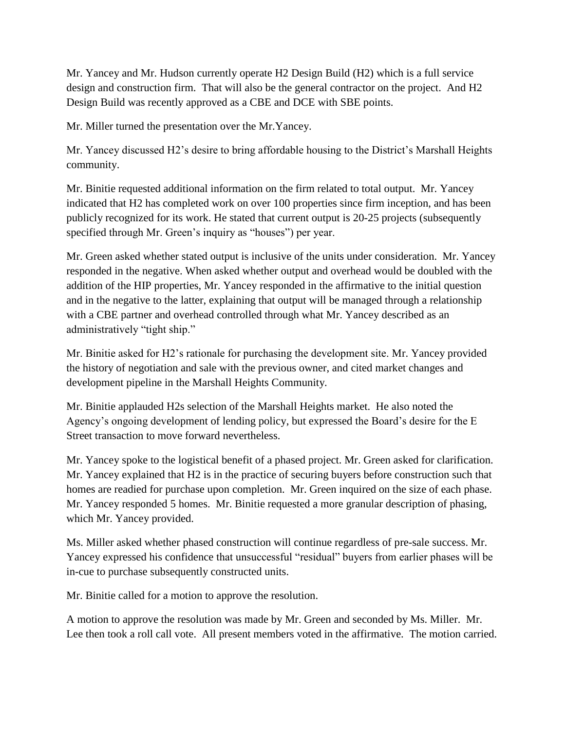Mr. Yancey and Mr. Hudson currently operate H2 Design Build (H2) which is a full service design and construction firm. That will also be the general contractor on the project. And H2 Design Build was recently approved as a CBE and DCE with SBE points.

Mr. Miller turned the presentation over the Mr.Yancey.

Mr. Yancey discussed H2's desire to bring affordable housing to the District's Marshall Heights community.

Mr. Binitie requested additional information on the firm related to total output. Mr. Yancey indicated that H2 has completed work on over 100 properties since firm inception, and has been publicly recognized for its work. He stated that current output is 20-25 projects (subsequently specified through Mr. Green's inquiry as "houses") per year.

Mr. Green asked whether stated output is inclusive of the units under consideration. Mr. Yancey responded in the negative. When asked whether output and overhead would be doubled with the addition of the HIP properties, Mr. Yancey responded in the affirmative to the initial question and in the negative to the latter, explaining that output will be managed through a relationship with a CBE partner and overhead controlled through what Mr. Yancey described as an administratively "tight ship."

Mr. Binitie asked for H2's rationale for purchasing the development site. Mr. Yancey provided the history of negotiation and sale with the previous owner, and cited market changes and development pipeline in the Marshall Heights Community.

Mr. Binitie applauded H2s selection of the Marshall Heights market. He also noted the Agency's ongoing development of lending policy, but expressed the Board's desire for the E Street transaction to move forward nevertheless.

Mr. Yancey spoke to the logistical benefit of a phased project. Mr. Green asked for clarification. Mr. Yancey explained that H2 is in the practice of securing buyers before construction such that homes are readied for purchase upon completion. Mr. Green inquired on the size of each phase. Mr. Yancey responded 5 homes. Mr. Binitie requested a more granular description of phasing, which Mr. Yancey provided.

Ms. Miller asked whether phased construction will continue regardless of pre-sale success. Mr. Yancey expressed his confidence that unsuccessful "residual" buyers from earlier phases will be in-cue to purchase subsequently constructed units.

Mr. Binitie called for a motion to approve the resolution.

A motion to approve the resolution was made by Mr. Green and seconded by Ms. Miller. Mr. Lee then took a roll call vote. All present members voted in the affirmative. The motion carried.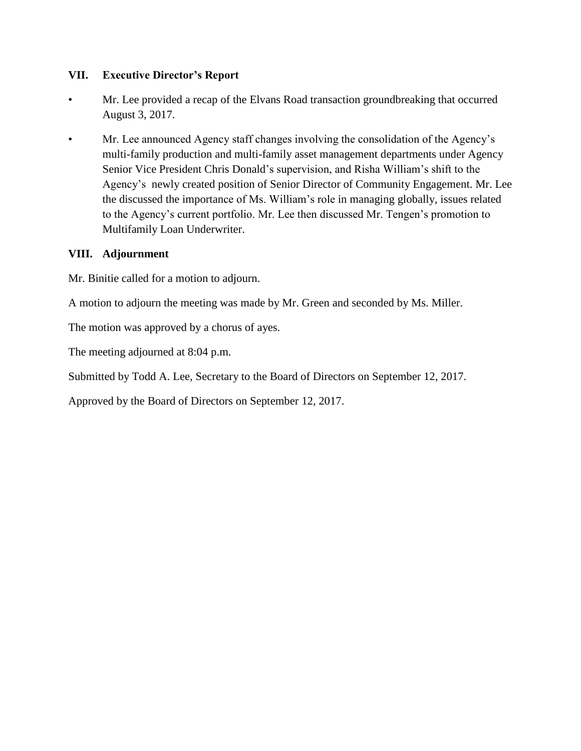## VII. Executive Director's Report

- Mr. Lee provided a recap of the Elvans Road transaction groundbreaking that occurred August 3, 2017.
- Mr. Lee announced Agency staff changes involving the consolidation of the Agency's multi-family production and multi-family asset management departments under Agency Senior Vice President Chris Donald's supervision, and Risha William's shift to the Agency's newly created position of Senior Director of Community Engagement. Mr. Lee the discussed the importance of Ms. William's role in managing globally, issues related to the Agency's current portfolio. Mr. Lee then discussed Mr. Tengen's promotion to Multifamily Loan Underwriter.

## VIII. Adjournment

Mr. Binitie called for a motion to adjourn.

A motion to adjourn the meeting was made by Mr. Green and seconded by Ms. Miller.

The motion was approved by a chorus of ayes.

The meeting adjourned at 8:04 p.m.

Submitted by Todd A. Lee, Secretary to the Board of Directors on September 12, 2017.

Approved by the Board of Directors on September 12, 2017.